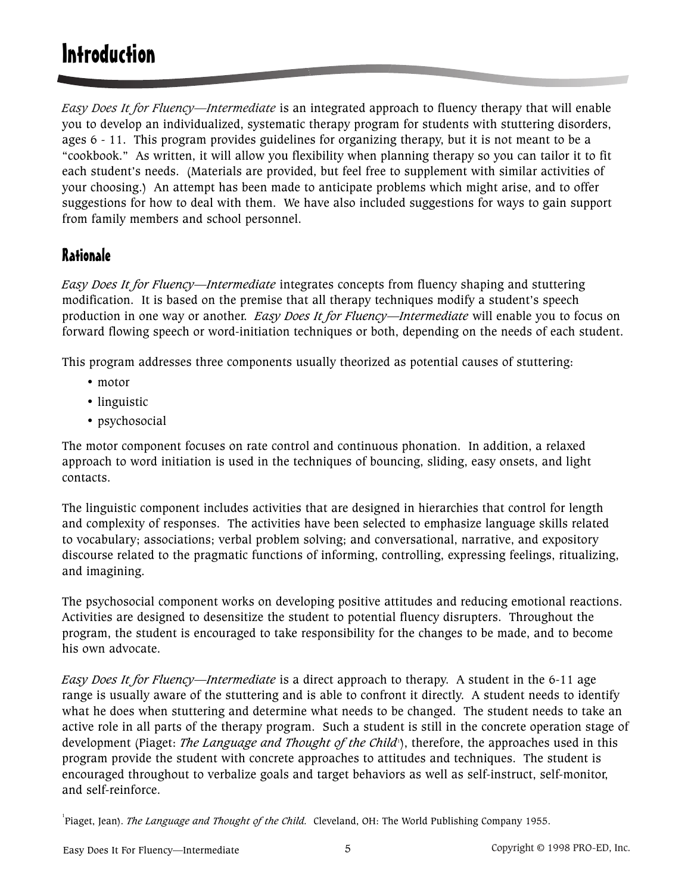# Introduction

*Easy Does It for Fluency—Intermediate* is an integrated approach to fluency therapy that will enable you to develop an individualized, systematic therapy program for students with stuttering disorders, ages 6 - 11. This program provides guidelines for organizing therapy, but it is not meant to be a "cookbook." As written, it will allow you flexibility when planning therapy so you can tailor it to fit each student's needs. (Materials are provided, but feel free to supplement with similar activities of your choosing.) An attempt has been made to anticipate problems which might arise, and to offer suggestions for how to deal with them. We have also included suggestions for ways to gain support from family members and school personnel.

## Rationale

*Easy Does It for Fluency—Intermediate* integrates concepts from fluency shaping and stuttering modification. It is based on the premise that all therapy techniques modify a student's speech production in one way or another. *Easy Does It for Fluency—Intermediate* will enable you to focus on forward flowing speech or word-initiation techniques or both, depending on the needs of each student.

This program addresses three components usually theorized as potential causes of stuttering:

- motor
- linguistic
- psychosocial

The motor component focuses on rate control and continuous phonation. In addition, a relaxed approach to word initiation is used in the techniques of bouncing, sliding, easy onsets, and light contacts.

The linguistic component includes activities that are designed in hierarchies that control for length and complexity of responses. The activities have been selected to emphasize language skills related to vocabulary; associations; verbal problem solving; and conversational, narrative, and expository discourse related to the pragmatic functions of informing, controlling, expressing feelings, ritualizing, and imagining.

The psychosocial component works on developing positive attitudes and reducing emotional reactions. Activities are designed to desensitize the student to potential fluency disrupters. Throughout the program, the student is encouraged to take responsibility for the changes to be made, and to become his own advocate.

*Easy Does It for Fluency—Intermediate* is a direct approach to therapy. A student in the 6-11 age range is usually aware of the stuttering and is able to confront it directly. A student needs to identify what he does when stuttering and determine what needs to be changed. The student needs to take an active role in all parts of the therapy program. Such a student is still in the concrete operation stage of development (Piaget: *The Language and Thought of the Child*[1]), therefore, the approaches used in this program provide the student with concrete approaches to attitudes and techniques. The student is encouraged throughout to verbalize goals and target behaviors as well as self-instruct, self-monitor, and self-reinforce.

[1] Piaget, Jean). *The Language and Thought of the Child.* Cleveland, OH: The World Publishing Company 1955.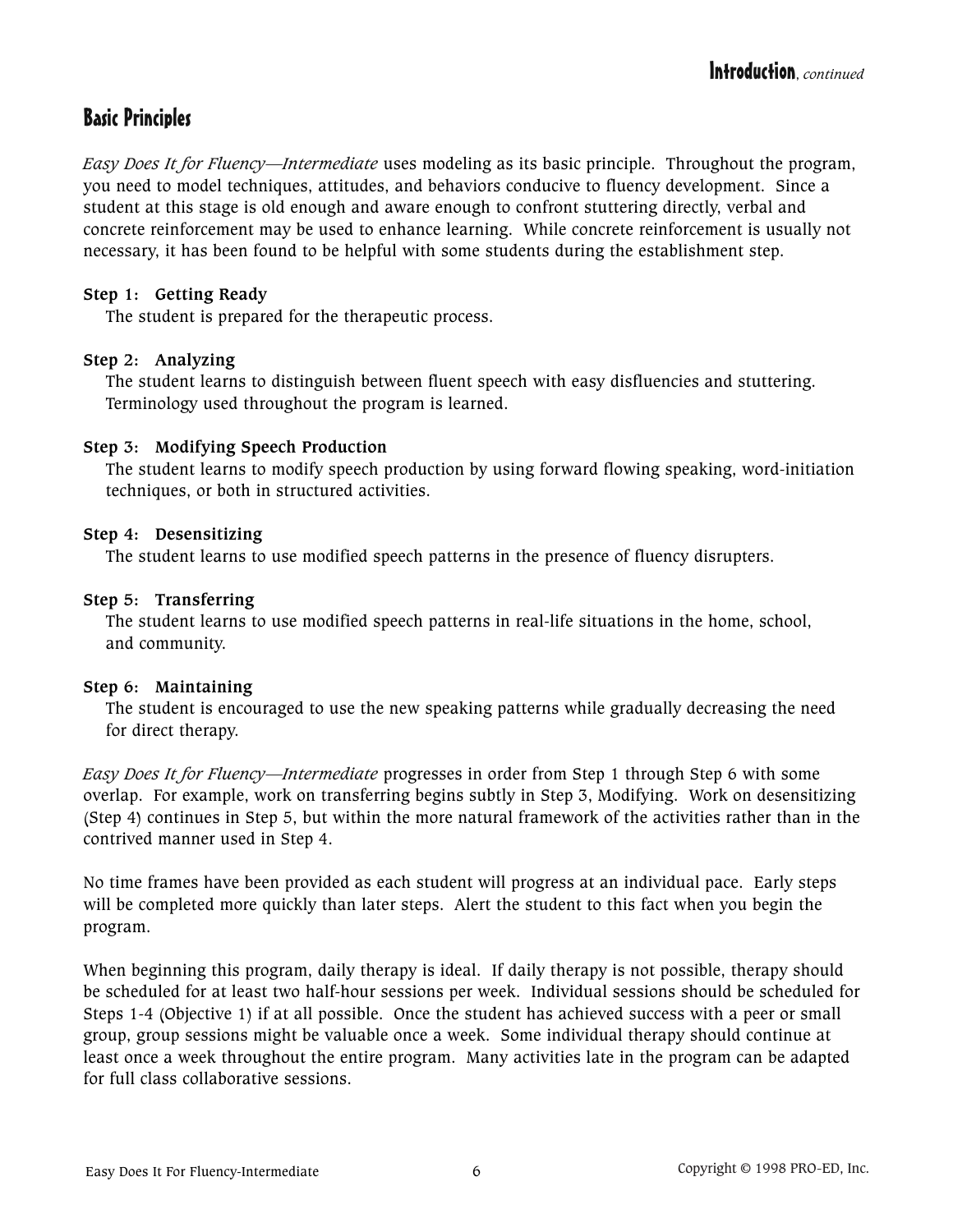## Basic Principles

*Easy Does It for Fluency—Intermediate* uses modeling as its basic principle. Throughout the program, you need to model techniques, attitudes, and behaviors conducive to fluency development. Since a student at this stage is old enough and aware enough to confront stuttering directly, verbal and concrete reinforcement may be used to enhance learning. While concrete reinforcement is usually not necessary, it has been found to be helpful with some students during the establishment step.

**Step 1: Getting Ready**
The student is prepared for the therapeutic process.

**Step 2: Analyzing**
The student learns to distinguish between fluent speech with easy disfluencies and stuttering. Terminology used throughout the program is learned.

**Step 3: Modifying Speech Production**
The student learns to modify speech production by using forward flowing speaking, word-initiation techniques, or both in structured activities.

**Step 4: Desensitizing**
The student learns to use modified speech patterns in the presence of fluency disrupters.

**Step 5: Transferring**
The student learns to use modified speech patterns in real-life situations in the home, school, and community.

**Step 6: Maintaining**
The student is encouraged to use the new speaking patterns while gradually decreasing the need for direct therapy.

*Easy Does It for Fluency—Intermediate* progresses in order from Step 1 through Step 6 with some overlap. For example, work on transferring begins subtly in Step 3, Modifying. Work on desensitizing (Step 4) continues in Step 5, but within the more natural framework of the activities rather than in the contrived manner used in Step 4.

No time frames have been provided as each student will progress at an individual pace. Early steps will be completed more quickly than later steps. Alert the student to this fact when you begin the program.

When beginning this program, daily therapy is ideal. If daily therapy is not possible, therapy should be scheduled for at least two half-hour sessions per week. Individual sessions should be scheduled for Steps 1-4 (Objective 1) if at all possible. Once the student has achieved success with a peer or small group, group sessions might be valuable once a week. Some individual therapy should continue at least once a week throughout the entire program. Many activities late in the program can be adapted for full class collaborative sessions.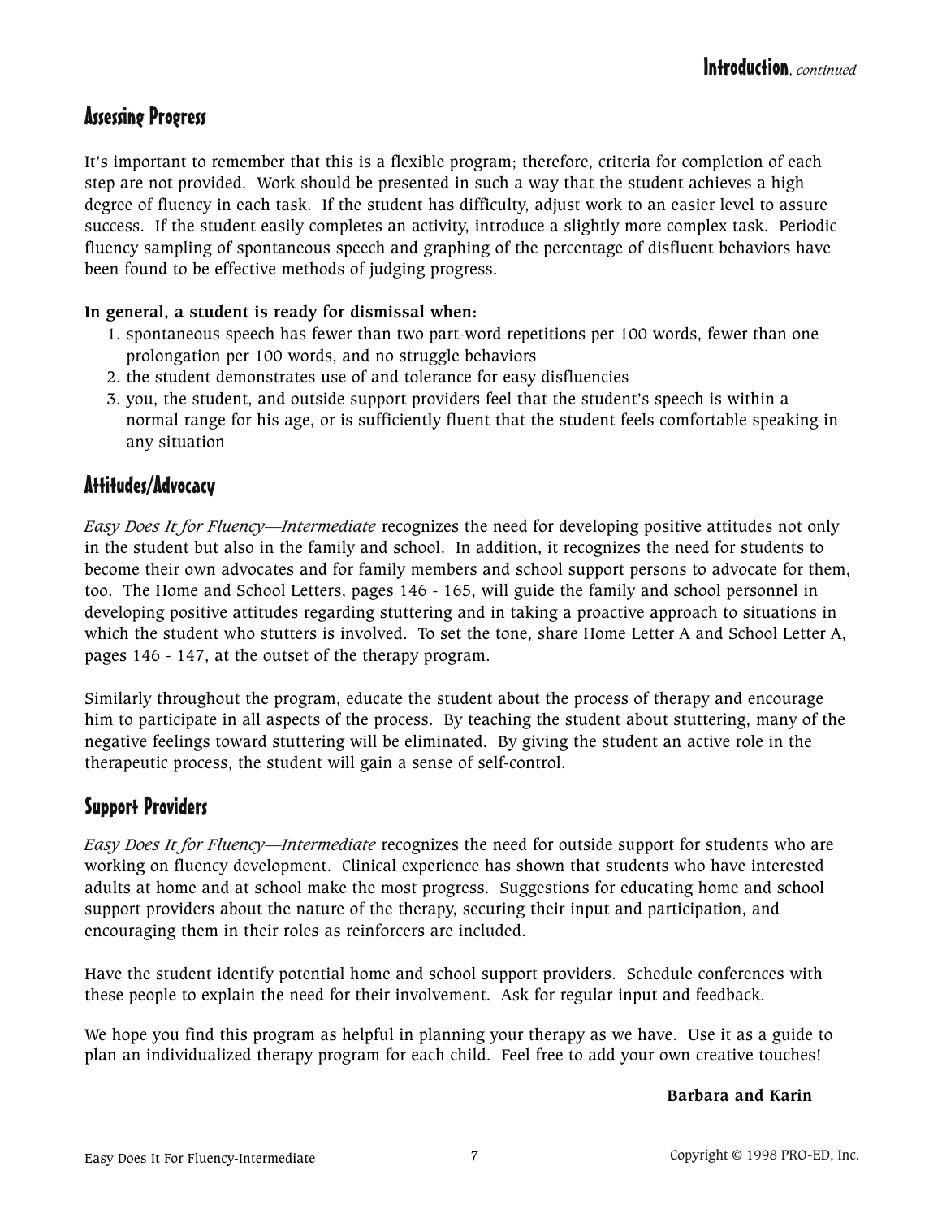## Assessing Progress

It's important to remember that this is a flexible program; therefore, criteria for completion of each step are not provided. Work should be presented in such a way that the student achieves a high degree of fluency in each task. If the student has difficulty, adjust work to an easier level to assure success. If the student easily completes an activity, introduce a slightly more complex task. Periodic fluency sampling of spontaneous speech and graphing of the percentage of disfluent behaviors have been found to be effective methods of judging progress.

**In general, a student is ready for dismissal when:**

1. spontaneous speech has fewer than two part-word repetitions per 100 words, fewer than one prolongation per 100 words, and no struggle behaviors
2. the student demonstrates use of and tolerance for easy disfluencies
3. you, the student, and outside support providers feel that the student's speech is within a normal range for his age, or is sufficiently fluent that the student feels comfortable speaking in any situation

## Attitudes/Advocacy

*Easy Does It for Fluency—Intermediate* recognizes the need for developing positive attitudes not only in the student but also in the family and school. In addition, it recognizes the need for students to become their own advocates and for family members and school support persons to advocate for them, too. The Home and School Letters, pages 146 - 165, will guide the family and school personnel in developing positive attitudes regarding stuttering and in taking a proactive approach to situations in which the student who stutters is involved. To set the tone, share Home Letter A and School Letter A, pages 146 - 147, at the outset of the therapy program.

Similarly throughout the program, educate the student about the process of therapy and encourage him to participate in all aspects of the process. By teaching the student about stuttering, many of the negative feelings toward stuttering will be eliminated. By giving the student an active role in the therapeutic process, the student will gain a sense of self-control.

## Support Providers

*Easy Does It for Fluency—Intermediate* recognizes the need for outside support for students who are working on fluency development. Clinical experience has shown that students who have interested adults at home and at school make the most progress. Suggestions for educating home and school support providers about the nature of the therapy, securing their input and participation, and encouraging them in their roles as reinforcers are included.

Have the student identify potential home and school support providers. Schedule conferences with these people to explain the need for their involvement. Ask for regular input and feedback.

We hope you find this program as helpful in planning your therapy as we have. Use it as a guide to plan an individualized therapy program for each child. Feel free to add your own creative touches!

**Barbara and Karin**